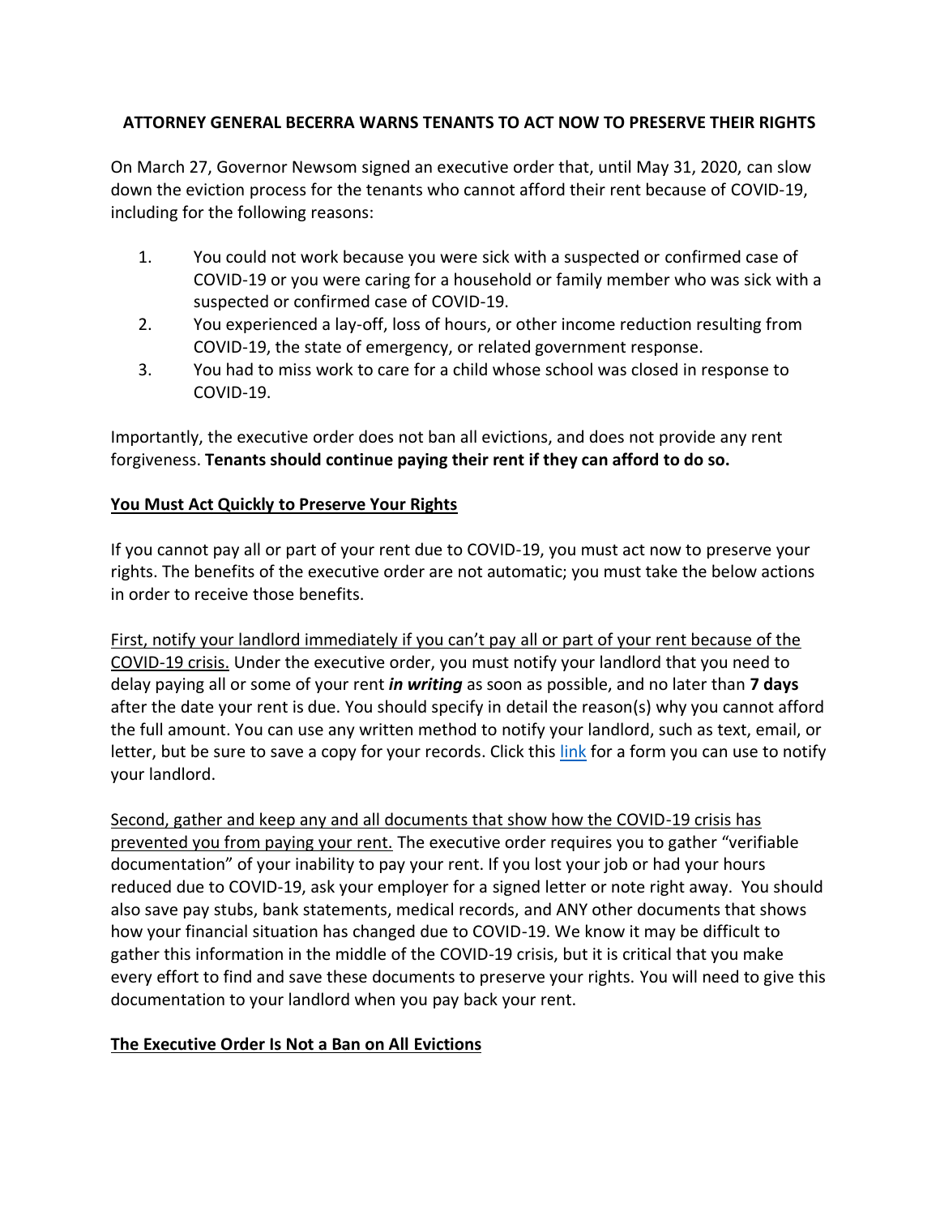**ATTORNEY GENERAL BECERRA WARNS TENANTS TO ACT NOW TO PRESERVE THEIR RIGHTS**

On March 27, Governor Newsom signed an executive order that, until May 31, 2020, can slow down the eviction process for the tenants who cannot afford their rent because of COVID-19, including for the following reasons:

1. You could not work because you were sick with a suspected or confirmed case of COVID-19 or you were caring for a household or family member who was sick with a suspected or confirmed case of COVID-19.
2. You experienced a lay-off, loss of hours, or other income reduction resulting from COVID-19, the state of emergency, or related government response.
3. You had to miss work to care for a child whose school was closed in response to COVID-19.

Importantly, the executive order does not ban all evictions, and does not provide any rent forgiveness. **Tenants should continue paying their rent if they can afford to do so.**

**You Must Act Quickly to Preserve Your Rights**

If you cannot pay all or part of your rent due to COVID-19, you must act now to preserve your rights. The benefits of the executive order are not automatic; you must take the below actions in order to receive those benefits.

First, notify your landlord immediately if you can't pay all or part of your rent because of the COVID-19 crisis. Under the executive order, you must notify your landlord that you need to delay paying all or some of your rent ***in writing*** as soon as possible, and no later than **7 days** after the date your rent is due. You should specify in detail the reason(s) why you cannot afford the full amount. You can use any written method to notify your landlord, such as text, email, or letter, but be sure to save a copy for your records. Click this link for a form you can use to notify your landlord.

Second, gather and keep any and all documents that show how the COVID-19 crisis has prevented you from paying your rent. The executive order requires you to gather "verifiable documentation" of your inability to pay your rent. If you lost your job or had your hours reduced due to COVID-19, ask your employer for a signed letter or note right away. You should also save pay stubs, bank statements, medical records, and ANY other documents that shows how your financial situation has changed due to COVID-19. We know it may be difficult to gather this information in the middle of the COVID-19 crisis, but it is critical that you make every effort to find and save these documents to preserve your rights. You will need to give this documentation to your landlord when you pay back your rent.

**The Executive Order Is Not a Ban on All Evictions**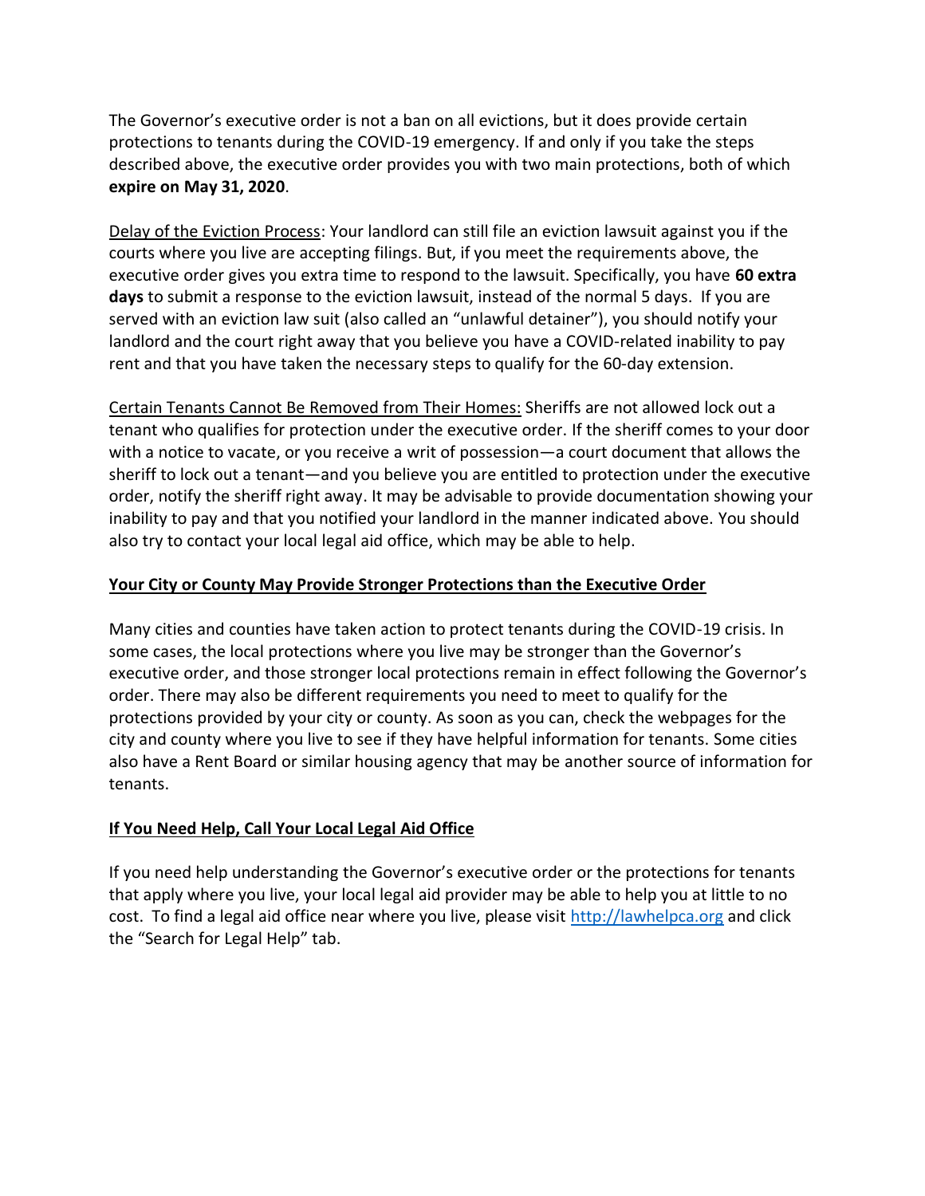The Governor's executive order is not a ban on all evictions, but it does provide certain protections to tenants during the COVID-19 emergency. If and only if you take the steps described above, the executive order provides you with two main protections, both of which **expire on May 31, 2020**.

Delay of the Eviction Process: Your landlord can still file an eviction lawsuit against you if the courts where you live are accepting filings. But, if you meet the requirements above, the executive order gives you extra time to respond to the lawsuit. Specifically, you have **60 extra days** to submit a response to the eviction lawsuit, instead of the normal 5 days. If you are served with an eviction law suit (also called an "unlawful detainer"), you should notify your landlord and the court right away that you believe you have a COVID-related inability to pay rent and that you have taken the necessary steps to qualify for the 60-day extension.

Certain Tenants Cannot Be Removed from Their Homes: Sheriffs are not allowed lock out a tenant who qualifies for protection under the executive order. If the sheriff comes to your door with a notice to vacate, or you receive a writ of possession—a court document that allows the sheriff to lock out a tenant—and you believe you are entitled to protection under the executive order, notify the sheriff right away. It may be advisable to provide documentation showing your inability to pay and that you notified your landlord in the manner indicated above. You should also try to contact your local legal aid office, which may be able to help.

**Your City or County May Provide Stronger Protections than the Executive Order**

Many cities and counties have taken action to protect tenants during the COVID-19 crisis. In some cases, the local protections where you live may be stronger than the Governor's executive order, and those stronger local protections remain in effect following the Governor's order. There may also be different requirements you need to meet to qualify for the protections provided by your city or county. As soon as you can, check the webpages for the city and county where you live to see if they have helpful information for tenants. Some cities also have a Rent Board or similar housing agency that may be another source of information for tenants.

**If You Need Help, Call Your Local Legal Aid Office**

If you need help understanding the Governor's executive order or the protections for tenants that apply where you live, your local legal aid provider may be able to help you at little to no cost. To find a legal aid office near where you live, please visit [http://lawhelpca.org](http://lawhelpca.org) and click the "Search for Legal Help" tab.